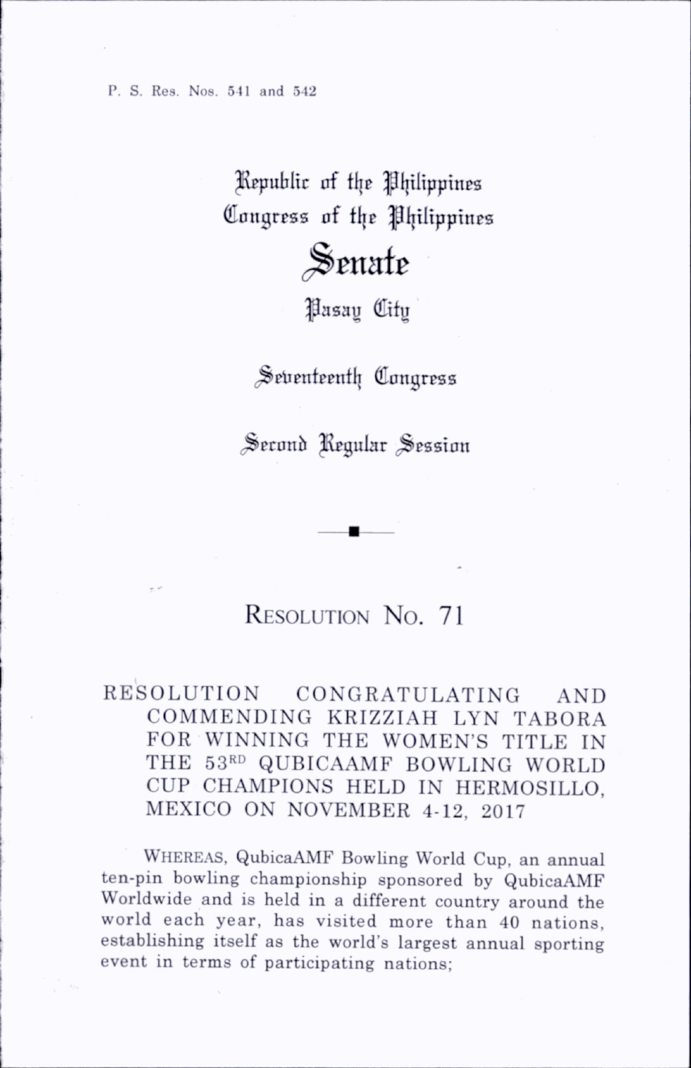P. S. Res. Nos. 541 and 542

Republic of the Philippines
Congress of the Philippines

# Senate

Pasay City

Seventeenth Congress

Second Regular Session

---

## Resolution No. 71

RESOLUTION CONGRATULATING AND COMMENDING KRIZZIAH LYN TABORA FOR WINNING THE WOMEN'S TITLE IN THE 53RD QUBICAAMF BOWLING WORLD CUP CHAMPIONS HELD IN HERMOSILLO, MEXICO ON NOVEMBER 4-12, 2017

WHEREAS, QubicaAMF Bowling World Cup, an annual ten-pin bowling championship sponsored by QubicaAMF Worldwide and is held in a different country around the world each year, has visited more than 40 nations, establishing itself as the world's largest annual sporting event in terms of participating nations;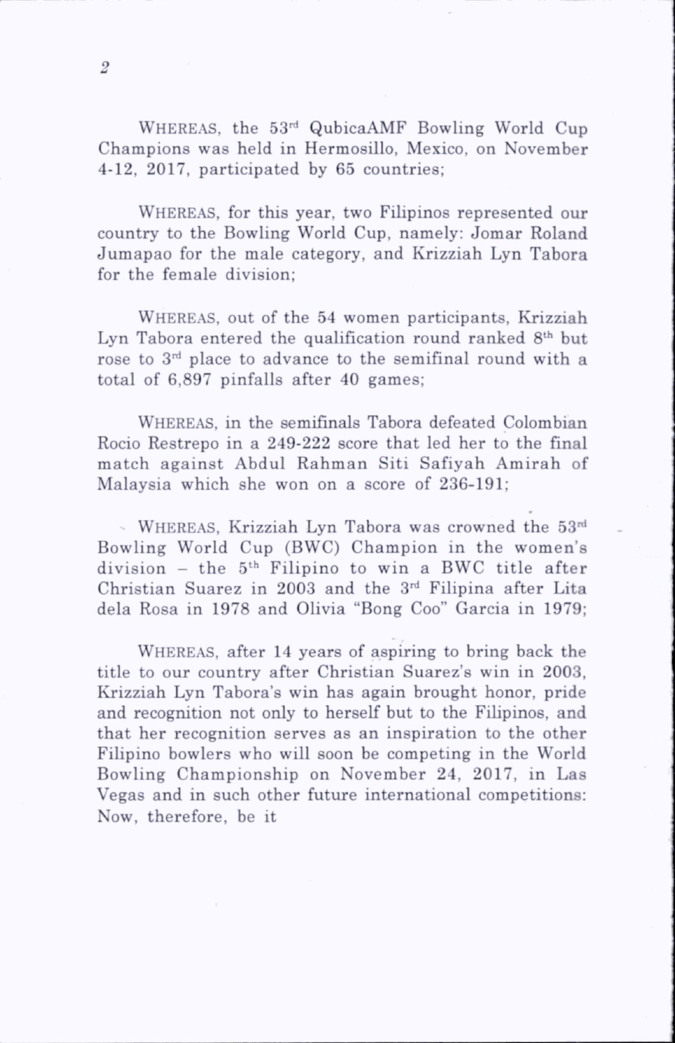WHEREAS, the 53rd QubicaAMF Bowling World Cup Champions was held in Hermosillo, Mexico, on November 4-12, 2017, participated by 65 countries;

WHEREAS, for this year, two Filipinos represented our country to the Bowling World Cup, namely: Jomar Roland Jumapao for the male category, and Krizziah Lyn Tabora for the female division;

WHEREAS, out of the 54 women participants, Krizziah Lyn Tabora entered the qualification round ranked 8th but rose to 3rd place to advance to the semifinal round with a total of 6,897 pinfalls after 40 games;

WHEREAS, in the semifinals Tabora defeated Colombian Rocio Restrepo in a 249-222 score that led her to the final match against Abdul Rahman Siti Safiyah Amirah of Malaysia which she won on a score of 236-191;

WHEREAS, Krizziah Lyn Tabora was crowned the 53rd Bowling World Cup (BWC) Champion in the women's division – the 5th Filipino to win a BWC title after Christian Suarez in 2003 and the 3rd Filipina after Lita dela Rosa in 1978 and Olivia "Bong Coo" Garcia in 1979;

WHEREAS, after 14 years of aspiring to bring back the title to our country after Christian Suarez's win in 2003, Krizziah Lyn Tabora's win has again brought honor, pride and recognition not only to herself but to the Filipinos, and that her recognition serves as an inspiration to the other Filipino bowlers who will soon be competing in the World Bowling Championship on November 24, 2017, in Las Vegas and in such other future international competitions: Now, therefore, be it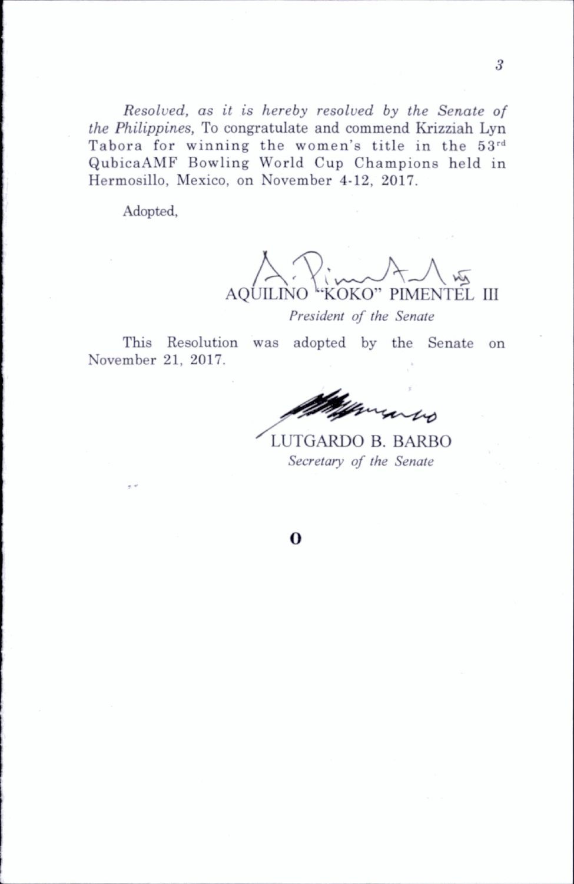*Resolved, as it is hereby resolved by the Senate of the Philippines,* To congratulate and commend Krizziah Lyn Tabora for winning the women's title in the 53rd QubicaAMF Bowling World Cup Champions held in Hermosillo, Mexico, on November 4-12, 2017.

Adopted,

AQUILINO "KOKO" PIMENTEL III
*President of the Senate*

This Resolution was adopted by the Senate on November 21, 2017.

LUTGARDO B. BARBO
*Secretary of the Senate*

O